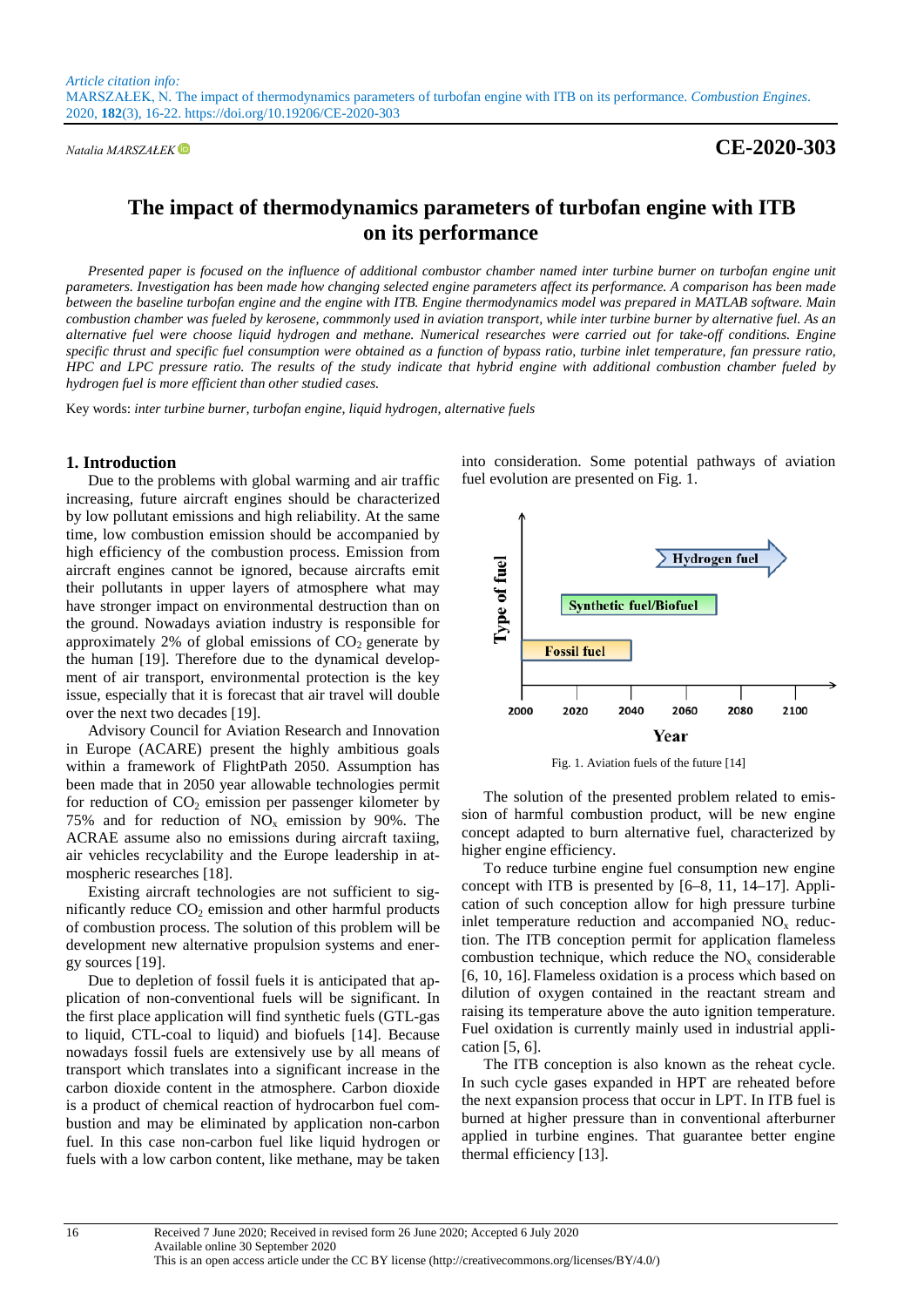Article citation info:
MARSZAŁEK, N. The impact of thermodynamics parameters of turbofan engine with ITB on its performance. *Combustion Engines*. 2020, **182**(3), 16-22. https://doi.org/10.19206/CE-2020-303

*Natalia MARSZAŁEK*

**CE-2020-303**

# The impact of thermodynamics parameters of turbofan engine with ITB on its performance

*Presented paper is focused on the influence of additional combustor chamber named inter turbine burner on turbofan engine unit parameters. Investigation has been made how changing selected engine parameters affect its performance. A comparison has been made between the baseline turbofan engine and the engine with ITB. Engine thermodynamics model was prepared in MATLAB software. Main combustion chamber was fueled by kerosene, commmonly used in aviation transport, while inter turbine burner by alternative fuel. As an alternative fuel were choose liquid hydrogen and methane. Numerical researches were carried out for take-off conditions. Engine specific thrust and specific fuel consumption were obtained as a function of bypass ratio, turbine inlet temperature, fan pressure ratio, HPC and LPC pressure ratio. The results of the study indicate that hybrid engine with additional combustion chamber fueled by hydrogen fuel is more efficient than other studied cases.*

Key words: *inter turbine burner, turbofan engine, liquid hydrogen, alternative fuels*

## 1. Introduction

Due to the problems with global warming and air traffic increasing, future aircraft engines should be characterized by low pollutant emissions and high reliability. At the same time, low combustion emission should be accompanied by high efficiency of the combustion process. Emission from aircraft engines cannot be ignored, because aircrafts emit their pollutants in upper layers of atmosphere what may have stronger impact on environmental destruction than on the ground. Nowadays aviation industry is responsible for approximately 2% of global emissions of $CO_2$ generate by the human [19]. Therefore due to the dynamical development of air transport, environmental protection is the key issue, especially that it is forecast that air travel will double over the next two decades [19].

Advisory Council for Aviation Research and Innovation in Europe (ACARE) present the highly ambitious goals within a framework of FlightPath 2050. Assumption has been made that in 2050 year allowable technologies permit for reduction of $CO_2$ emission per passenger kilometer by 75% and for reduction of $NO_x$ emission by 90%. The ACRAE assume also no emissions during aircraft taxiing, air vehicles recyclability and the Europe leadership in atmospheric researches [18].

Existing aircraft technologies are not sufficient to significantly reduce $CO_2$ emission and other harmful products of combustion process. The solution of this problem will be development new alternative propulsion systems and energy sources [19].

Due to depletion of fossil fuels it is anticipated that application of non-conventional fuels will be significant. In the first place application will find synthetic fuels (GTL-gas to liquid, CTL-coal to liquid) and biofuels [14]. Because nowadays fossil fuels are extensively use by all means of transport which translates into a significant increase in the carbon dioxide content in the atmosphere. Carbon dioxide is a product of chemical reaction of hydrocarbon fuel combustion and may be eliminated by application non-carbon fuel. In this case non-carbon fuel like liquid hydrogen or fuels with a low carbon content, like methane, may be taken into consideration. Some potential pathways of aviation fuel evolution are presented on Fig. 1.

Fig. 1. Aviation fuels of the future [14]

The solution of the presented problem related to emission of harmful combustion product, will be new engine concept adapted to burn alternative fuel, characterized by higher engine efficiency.

To reduce turbine engine fuel consumption new engine concept with ITB is presented by [6–8, 11, 14–17]. Application of such conception allow for high pressure turbine inlet temperature reduction and accompanied $NO_x$ reduction. The ITB conception permit for application flameless combustion technique, which reduce the $NO_x$ considerable [6, 10, 16]. Flameless oxidation is a process which based on dilution of oxygen contained in the reactant stream and raising its temperature above the auto ignition temperature. Fuel oxidation is currently mainly used in industrial application [5, 6].

The ITB conception is also known as the reheat cycle. In such cycle gases expanded in HPT are reheated before the next expansion process that occur in LPT. In ITB fuel is burned at higher pressure than in conventional afterburner applied in turbine engines. That guarantee better engine thermal efficiency [13].

Received 7 June 2020; Received in revised form 26 June 2020; Accepted 6 July 2020
Available online 30 September 2020
This is an open access article under the CC BY license (http://creativecommons.org/licenses/BY/4.0/)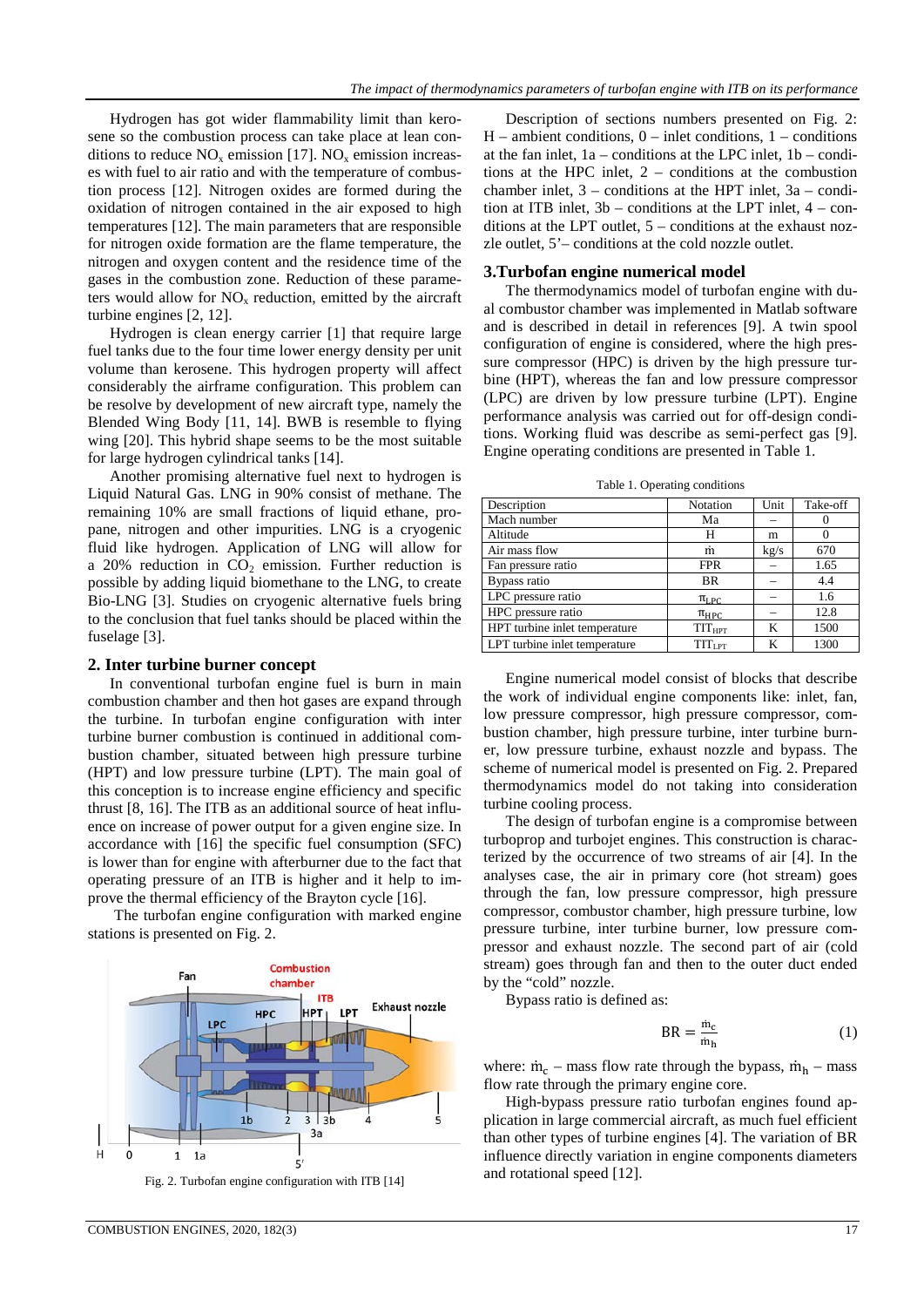Hydrogen has got wider flammability limit than kerosene so the combustion process can take place at lean conditions to reduce $NO_x$ emission [17]. $NO_x$ emission increases with fuel to air ratio and with the temperature of combustion process [12]. Nitrogen oxides are formed during the oxidation of nitrogen contained in the air exposed to high temperatures [12]. The main parameters that are responsible for nitrogen oxide formation are the flame temperature, the nitrogen and oxygen content and the residence time of the gases in the combustion zone. Reduction of these parameters would allow for $NO_x$ reduction, emitted by the aircraft turbine engines [2, 12].

Hydrogen is clean energy carrier [1] that require large fuel tanks due to the four time lower energy density per unit volume than kerosene. This hydrogen property will affect considerably the airframe configuration. This problem can be resolve by development of new aircraft type, namely the Blended Wing Body [11, 14]. BWB is resemble to flying wing [20]. This hybrid shape seems to be the most suitable for large hydrogen cylindrical tanks [14].

Another promising alternative fuel next to hydrogen is Liquid Natural Gas. LNG in 90% consist of methane. The remaining 10% are small fractions of liquid ethane, propane, nitrogen and other impurities. LNG is a cryogenic fluid like hydrogen. Application of LNG will allow for a 20% reduction in $CO_2$ emission. Further reduction is possible by adding liquid biomethane to the LNG, to create Bio-LNG [3]. Studies on cryogenic alternative fuels bring to the conclusion that fuel tanks should be placed within the fuselage [3].

## 2. Inter turbine burner concept

In conventional turbofan engine fuel is burn in main combustion chamber and then hot gases are expand through the turbine. In turbofan engine configuration with inter turbine burner combustion is continued in additional combustion chamber, situated between high pressure turbine (HPT) and low pressure turbine (LPT). The main goal of this conception is to increase engine efficiency and specific thrust [8, 16]. The ITB as an additional source of heat influence on increase of power output for a given engine size. In accordance with [16] the specific fuel consumption (SFC) is lower than for engine with afterburner due to the fact that operating pressure of an ITB is higher and it help to improve the thermal efficiency of the Brayton cycle [16].

The turbofan engine configuration with marked engine stations is presented on Fig. 2.

Fig. 2. Turbofan engine configuration with ITB [14]

Description of sections numbers presented on Fig. 2: H – ambient conditions, 0 – inlet conditions, 1 – conditions at the fan inlet, 1a – conditions at the LPC inlet, 1b – conditions at the HPC inlet, 2 – conditions at the combustion chamber inlet, 3 – conditions at the HPT inlet, 3a – condition at ITB inlet, 3b – conditions at the LPT inlet, 4 – conditions at the LPT outlet, 5 – conditions at the exhaust nozzle outlet, 5'– conditions at the cold nozzle outlet.

## 3. Turbofan engine numerical model

The thermodynamics model of turbofan engine with dual combustor chamber was implemented in Matlab software and is described in detail in references [9]. A twin spool configuration of engine is considered, where the high pressure compressor (HPC) is driven by the high pressure turbine (HPT), whereas the fan and low pressure compressor (LPC) are driven by low pressure turbine (LPT). Engine performance analysis was carried out for off-design conditions. Working fluid was describe as semi-perfect gas [9]. Engine operating conditions are presented in Table 1.

Table 1. Operating conditions

| Description | Notation | Unit | Take-off |
|---|---|---|---|
| Mach number | Ma | – | 0 |
| Altitude | H | m | 0 |
| Air mass flow | $\dot{m}$ | kg/s | 670 |
| Fan pressure ratio | FPR | – | 1.65 |
| Bypass ratio | BR | – | 4.4 |
| LPC pressure ratio | $\pi_{LPC}$ | – | 1.6 |
| HPC pressure ratio | $\pi_{HPC}$ | – | 12.8 |
| HPT turbine inlet temperature | $TIT_{HPT}$ | K | 1500 |
| LPT turbine inlet temperature | $TIT_{LPT}$ | K | 1300 |

Engine numerical model consist of blocks that describe the work of individual engine components like: inlet, fan, low pressure compressor, high pressure compressor, combustion chamber, high pressure turbine, inter turbine burner, low pressure turbine, exhaust nozzle and bypass. The scheme of numerical model is presented on Fig. 2. Prepared thermodynamics model do not taking into consideration turbine cooling process.

The design of turbofan engine is a compromise between turboprop and turbojet engines. This construction is characterized by the occurrence of two streams of air [4]. In the analyses case, the air in primary core (hot stream) goes through the fan, low pressure compressor, high pressure compressor, combustor chamber, high pressure turbine, low pressure turbine, inter turbine burner, low pressure compressor and exhaust nozzle. The second part of air (cold stream) goes through fan and then to the outer duct ended by the "cold" nozzle.

Bypass ratio is defined as:

$$BR = \frac{\dot{m}_c}{\dot{m}_h} \tag{1}$$

where: $\dot{m}_c$ – mass flow rate through the bypass, $\dot{m}_h$ – mass flow rate through the primary engine core.

High-bypass pressure ratio turbofan engines found application in large commercial aircraft, as much fuel efficient than other types of turbine engines [4]. The variation of BR influence directly variation in engine components diameters and rotational speed [12].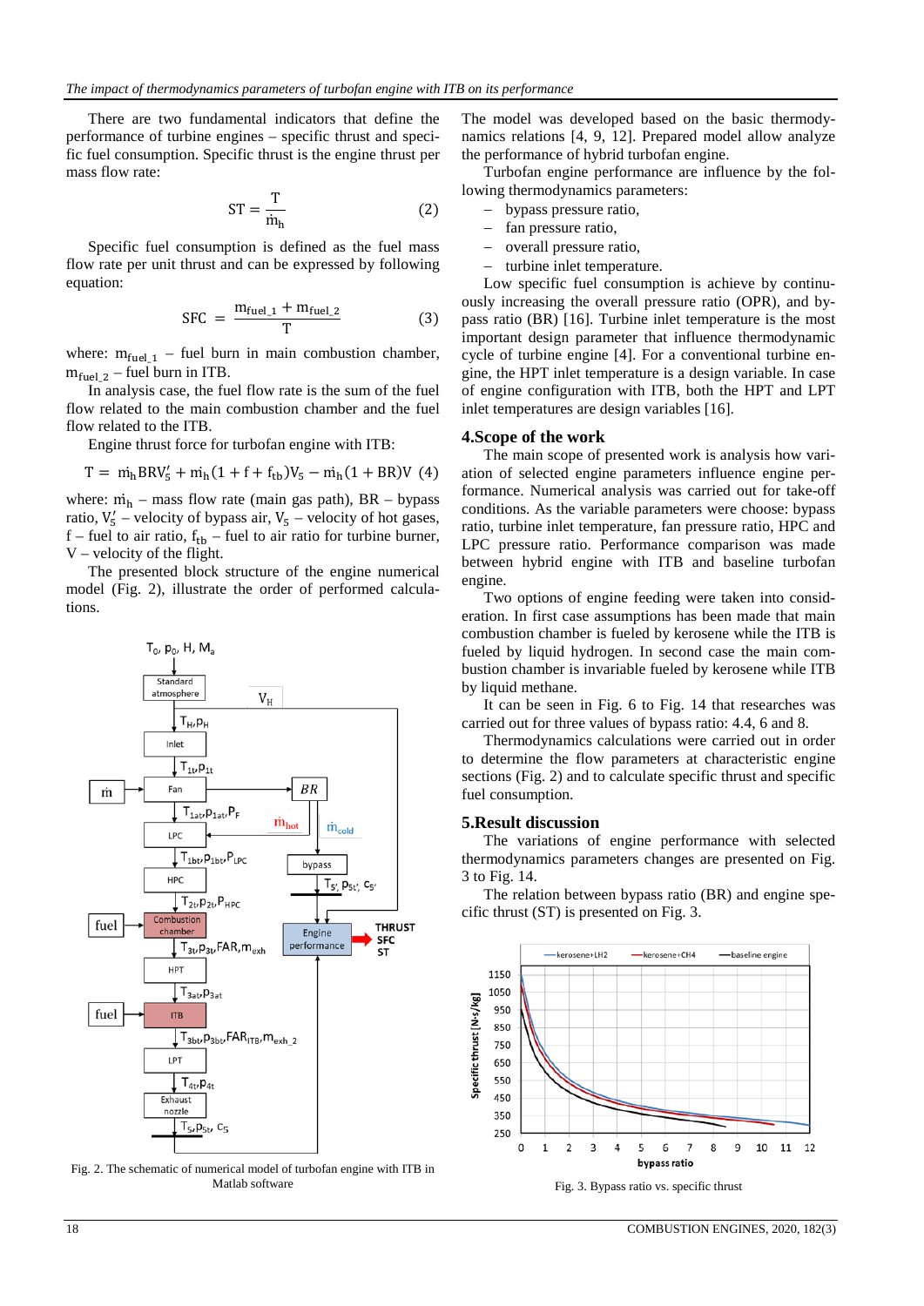There are two fundamental indicators that define the performance of turbine engines – specific thrust and specific fuel consumption. Specific thrust is the engine thrust per mass flow rate:

$$ST = \frac{T}{\dot{m}_h} \tag{2}$$

Specific fuel consumption is defined as the fuel mass flow rate per unit thrust and can be expressed by following equation:

$$SFC = \frac{m_{fuel\_1} + m_{fuel\_2}}{T} \tag{3}$$

where: $m_{fuel\_1}$ – fuel burn in main combustion chamber, $m_{fuel\_2}$ – fuel burn in ITB.

In analysis case, the fuel flow rate is the sum of the fuel flow related to the main combustion chamber and the fuel flow related to the ITB.

Engine thrust force for turbofan engine with ITB:

$$T = \dot{m}_h BRV_5' + \dot{m}_h(1 + f + f_{tb})V_5 - \dot{m}_h(1 + BR)V \tag{4}$$

where: $\dot{m}_h$ – mass flow rate (main gas path), BR – bypass ratio, $V_5'$ – velocity of bypass air, $V_5$ – velocity of hot gases, f – fuel to air ratio, $f_{tb}$ – fuel to air ratio for turbine burner, V – velocity of the flight.

The presented block structure of the engine numerical model (Fig. 2), illustrate the order of performed calculations.

Fig. 2. The schematic of numerical model of turbofan engine with ITB in Matlab software

The model was developed based on the basic thermodynamics relations [4, 9, 12]. Prepared model allow analyze the performance of hybrid turbofan engine.

Turbofan engine performance are influence by the following thermodynamics parameters:

- bypass pressure ratio,
- fan pressure ratio,
- overall pressure ratio,
- turbine inlet temperature.

Low specific fuel consumption is achieve by continuously increasing the overall pressure ratio (OPR), and bypass ratio (BR) [16]. Turbine inlet temperature is the most important design parameter that influence thermodynamic cycle of turbine engine [4]. For a conventional turbine engine, the HPT inlet temperature is a design variable. In case of engine configuration with ITB, both the HPT and LPT inlet temperatures are design variables [16].

## 4.Scope of the work

The main scope of presented work is analysis how variation of selected engine parameters influence engine performance. Numerical analysis was carried out for take-off conditions. As the variable parameters were choose: bypass ratio, turbine inlet temperature, fan pressure ratio, HPC and LPC pressure ratio. Performance comparison was made between hybrid engine with ITB and baseline turbofan engine.

Two options of engine feeding were taken into consideration. In first case assumptions has been made that main combustion chamber is fueled by kerosene while the ITB is fueled by liquid hydrogen. In second case the main combustion chamber is invariable fueled by kerosene while ITB by liquid methane.

It can be seen in Fig. 6 to Fig. 14 that researches was carried out for three values of bypass ratio: 4.4, 6 and 8.

Thermodynamics calculations were carried out in order to determine the flow parameters at characteristic engine sections (Fig. 2) and to calculate specific thrust and specific fuel consumption.

## 5.Result discussion

The variations of engine performance with selected thermodynamics parameters changes are presented on Fig. 3 to Fig. 14.

The relation between bypass ratio (BR) and engine specific thrust (ST) is presented on Fig. 3.

Fig. 3. Bypass ratio vs. specific thrust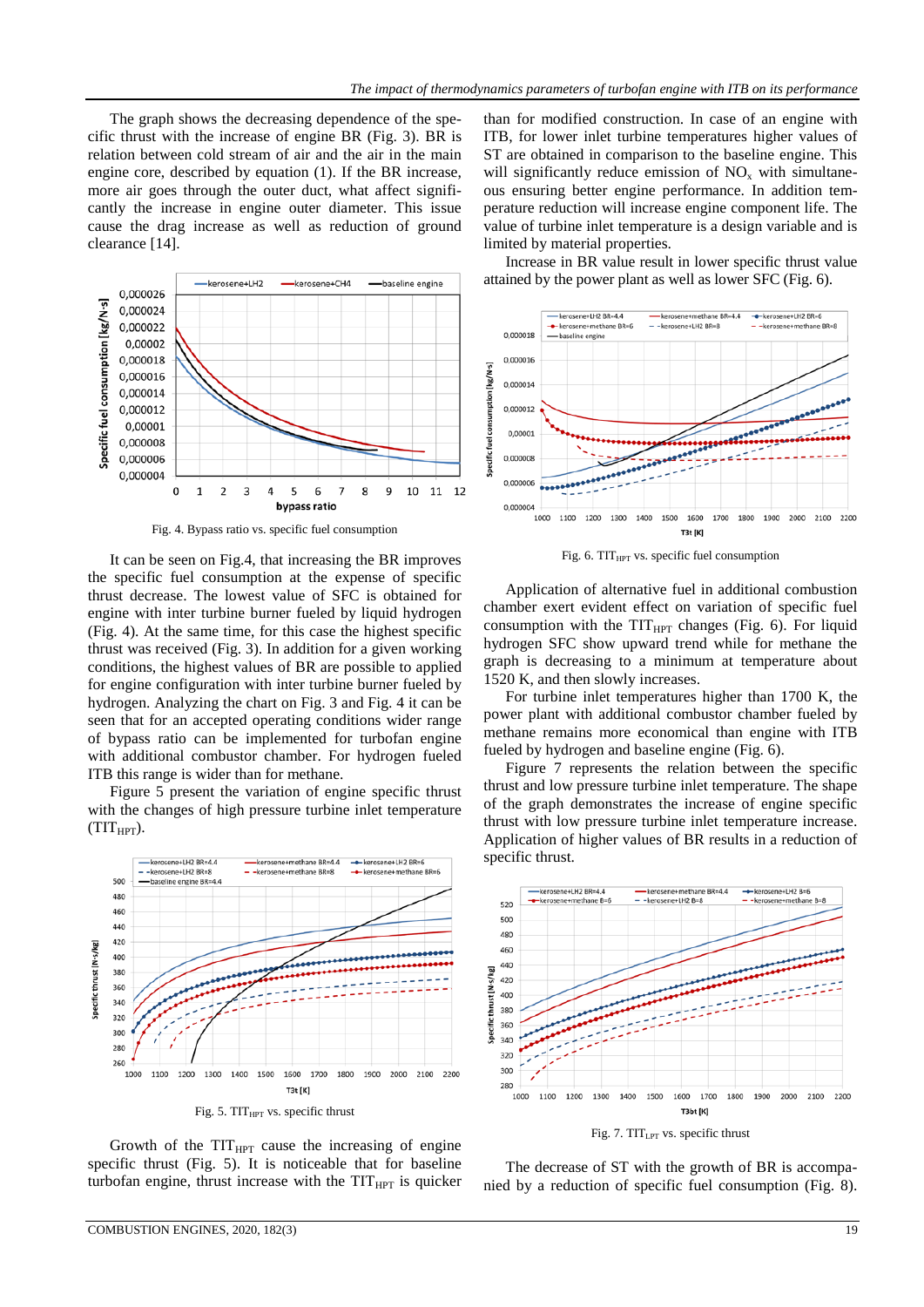The graph shows the decreasing dependence of the specific thrust with the increase of engine BR (Fig. 3). BR is relation between cold stream of air and the air in the main engine core, described by equation (1). If the BR increase, more air goes through the outer duct, what affect significantly the increase in engine outer diameter. This issue cause the drag increase as well as reduction of ground clearance [14].

Fig. 4. Bypass ratio vs. specific fuel consumption

It can be seen on Fig.4, that increasing the BR improves the specific fuel consumption at the expense of specific thrust decrease. The lowest value of SFC is obtained for engine with inter turbine burner fueled by liquid hydrogen (Fig. 4). At the same time, for this case the highest specific thrust was received (Fig. 3). In addition for a given working conditions, the highest values of BR are possible to applied for engine configuration with inter turbine burner fueled by hydrogen. Analyzing the chart on Fig. 3 and Fig. 4 it can be seen that for an accepted operating conditions wider range of bypass ratio can be implemented for turbofan engine with additional combustor chamber. For hydrogen fueled ITB this range is wider than for methane.

Figure 5 present the variation of engine specific thrust with the changes of high pressure turbine inlet temperature ($TIT_{HPT}$).

Fig. 5. $TIT_{HPT}$ vs. specific thrust

Growth of the $TIT_{HPT}$ cause the increasing of engine specific thrust (Fig. 5). It is noticeable that for baseline turbofan engine, thrust increase with the $TIT_{HPT}$ is quicker than for modified construction. In case of an engine with ITB, for lower inlet turbine temperatures higher values of ST are obtained in comparison to the baseline engine. This will significantly reduce emission of $NO_x$ with simultaneous ensuring better engine performance. In addition temperature reduction will increase engine component life. The value of turbine inlet temperature is a design variable and is limited by material properties.

Increase in BR value result in lower specific thrust value attained by the power plant as well as lower SFC (Fig. 6).

Fig. 6. $TIT_{HPT}$ vs. specific fuel consumption

Application of alternative fuel in additional combustion chamber exert evident effect on variation of specific fuel consumption with the $TIT_{HPT}$ changes (Fig. 6). For liquid hydrogen SFC show upward trend while for methane the graph is decreasing to a minimum at temperature about 1520 K, and then slowly increases.

For turbine inlet temperatures higher than 1700 K, the power plant with additional combustor chamber fueled by methane remains more economical than engine with ITB fueled by hydrogen and baseline engine (Fig. 6).

Figure 7 represents the relation between the specific thrust and low pressure turbine inlet temperature. The shape of the graph demonstrates the increase of engine specific thrust with low pressure turbine inlet temperature increase. Application of higher values of BR results in a reduction of specific thrust.

Fig. 7. $TIT_{LPT}$ vs. specific thrust

The decrease of ST with the growth of BR is accompanied by a reduction of specific fuel consumption (Fig. 8).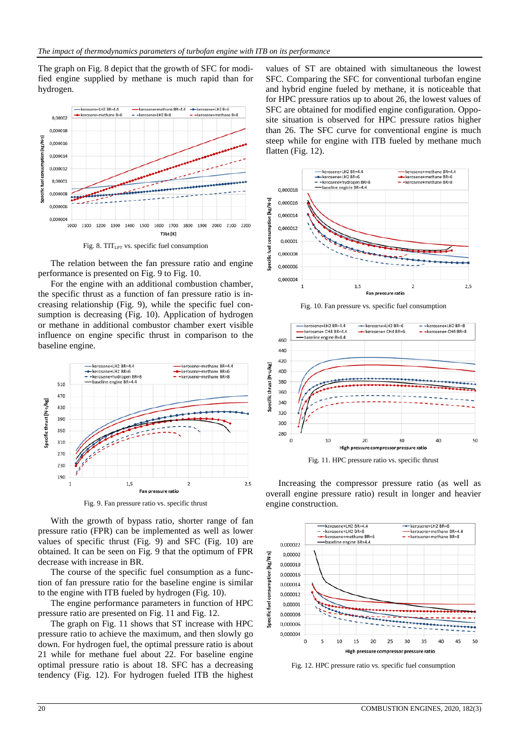The graph on Fig. 8 depict that the growth of SFC for modified engine supplied by methane is much rapid than for hydrogen.

Fig. 8. $TIT_{LPT}$ vs. specific fuel consumption

The relation between the fan pressure ratio and engine performance is presented on Fig. 9 to Fig. 10.

For the engine with an additional combustion chamber, the specific thrust as a function of fan pressure ratio is increasing relationship (Fig. 9), while the specific fuel consumption is decreasing (Fig. 10). Application of hydrogen or methane in additional combustor exert visible influence on engine specific thrust in comparison to the baseline engine.

Fig. 9. Fan pressure ratio vs. specific thrust

With the growth of bypass ratio, shorter range of fan pressure ratio (FPR) can be implemented as well as lower values of specific thrust (Fig. 9) and SFC (Fig. 10) are obtained. It can be seen on Fig. 9 that the optimum of FPR decrease with increase in BR.

The course of the specific fuel consumption as a function of fan pressure ratio for the baseline engine is similar to the engine with ITB fueled by hydrogen (Fig. 10).

The engine performance parameters in function of HPC pressure ratio are presented on Fig. 11 and Fig. 12.

The graph on Fig. 11 shows that ST increase with HPC pressure ratio to achieve the maximum, and then slowly go down. For hydrogen fuel, the optimal pressure ratio is about 21 while for methane fuel about 22. For baseline engine optimal pressure ratio is about 18. SFC has a decreasing tendency (Fig. 12). For hydrogen fueled ITB the highest values of ST are obtained with simultaneous the lowest SFC. Comparing the SFC for conventional turbofan engine and hybrid engine fueled by methane, it is noticeable that for HPC pressure ratios up to about 26, the lowest values of SFC are obtained for modified engine configuration. Opposite situation is observed for HPC pressure ratios higher than 26. The SFC curve for conventional engine is much steep while for engine with ITB fueled by methane much flatten (Fig. 12).

Fig. 10. Fan pressure vs. specific fuel consumption

Fig. 11. HPC pressure ratio vs. specific thrust

Increasing the compressor pressure ratio (as well as overall engine pressure ratio) result in longer and heavier engine construction.

Fig. 12. HPC pressure ratio vs. specific fuel consumption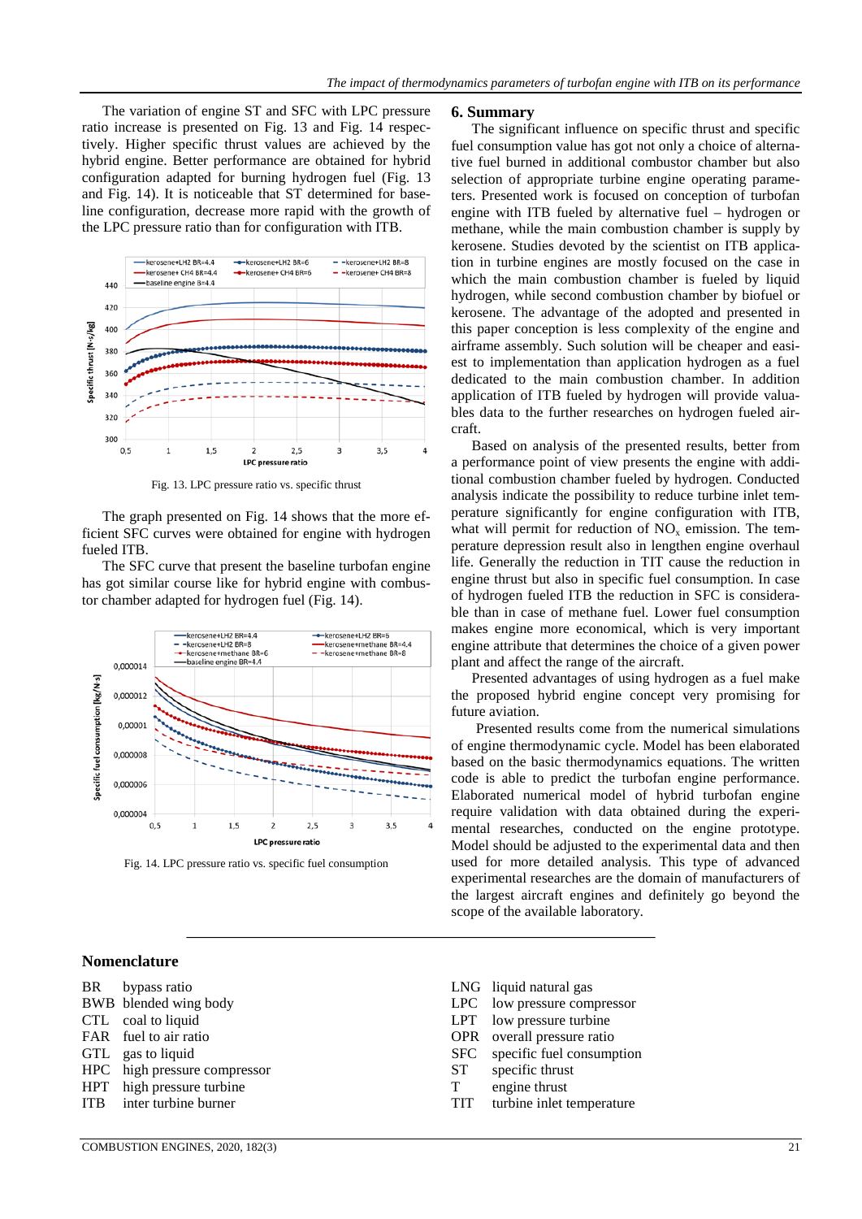The variation of engine ST and SFC with LPC pressure ratio increase is presented on Fig. 13 and Fig. 14 respectively. Higher specific thrust values are achieved by the hybrid engine. Better performance are obtained for hybrid configuration adapted for burning hydrogen fuel (Fig. 13 and Fig. 14). It is noticeable that ST determined for baseline configuration, decrease more rapid with the growth of the LPC pressure ratio than for configuration with ITB.

Fig. 13. LPC pressure ratio vs. specific thrust

The graph presented on Fig. 14 shows that the more efficient SFC curves were obtained for engine with hydrogen fueled ITB.

The SFC curve that present the baseline turbofan engine has got similar course like for hybrid engine with combustor chamber adapted for hydrogen fuel (Fig. 14).

Fig. 14. LPC pressure ratio vs. specific fuel consumption

## 6. Summary

The significant influence on specific thrust and specific fuel consumption value has got not only a choice of alternative fuel burned in additional combustor chamber but also selection of appropriate turbine engine operating parameters. Presented work is focused on conception of turbofan engine with ITB fueled by alternative fuel – hydrogen or methane, while the main combustion chamber is supply by kerosene. Studies devoted by the scientist on ITB application in turbine engines are mostly focused on the case in which the main combustion chamber is fueled by liquid hydrogen, while second combustion chamber by biofuel or kerosene. The advantage of the adopted and presented in this paper conception is less complexity of the engine and airframe assembly. Such solution will be cheaper and easiest to implementation than application hydrogen as a fuel dedicated to the main combustion chamber. In addition application of ITB fueled by hydrogen will provide valuables data to the further researches on hydrogen fueled aircraft.

Based on analysis of the presented results, better from a performance point of view presents the engine with additional combustion chamber fueled by hydrogen. Conducted analysis indicate the possibility to reduce turbine inlet temperature significantly for engine configuration with ITB, what will permit for reduction of $NO_x$ emission. The temperature depression result also in lengthen engine overhaul life. Generally the reduction in TIT cause the reduction in engine thrust but also in specific fuel consumption. In case of hydrogen fueled ITB the reduction in SFC is considerable than in case of methane fuel. Lower fuel consumption makes engine more economical, which is very important engine attribute that determines the choice of a given power plant and affect the range of the aircraft.

Presented advantages of using hydrogen as a fuel make the proposed hybrid engine concept very promising for future aviation.

Presented results come from the numerical simulations of engine thermodynamic cycle. Model has been elaborated based on the basic thermodynamics equations. The written code is able to predict the turbofan engine performance. Elaborated numerical model of hybrid turbofan engine require validation with data obtained during the experimental researches, conducted on the engine prototype. Model should be adjusted to the experimental data and then used for more detailed analysis. This type of advanced experimental researches are the domain of manufacturers of the largest aircraft engines and definitely go beyond the scope of the available laboratory.

## Nomenclature

BR bypass ratio
BWB blended wing body
CTL coal to liquid
FAR fuel to air ratio
GTL gas to liquid
HPC high pressure compressor
HPT high pressure turbine
ITB inter turbine burner
LNG liquid natural gas
LPC low pressure compressor
LPT low pressure turbine
OPR overall pressure ratio
SFC specific fuel consumption
ST specific thrust
T engine thrust
TIT turbine inlet temperature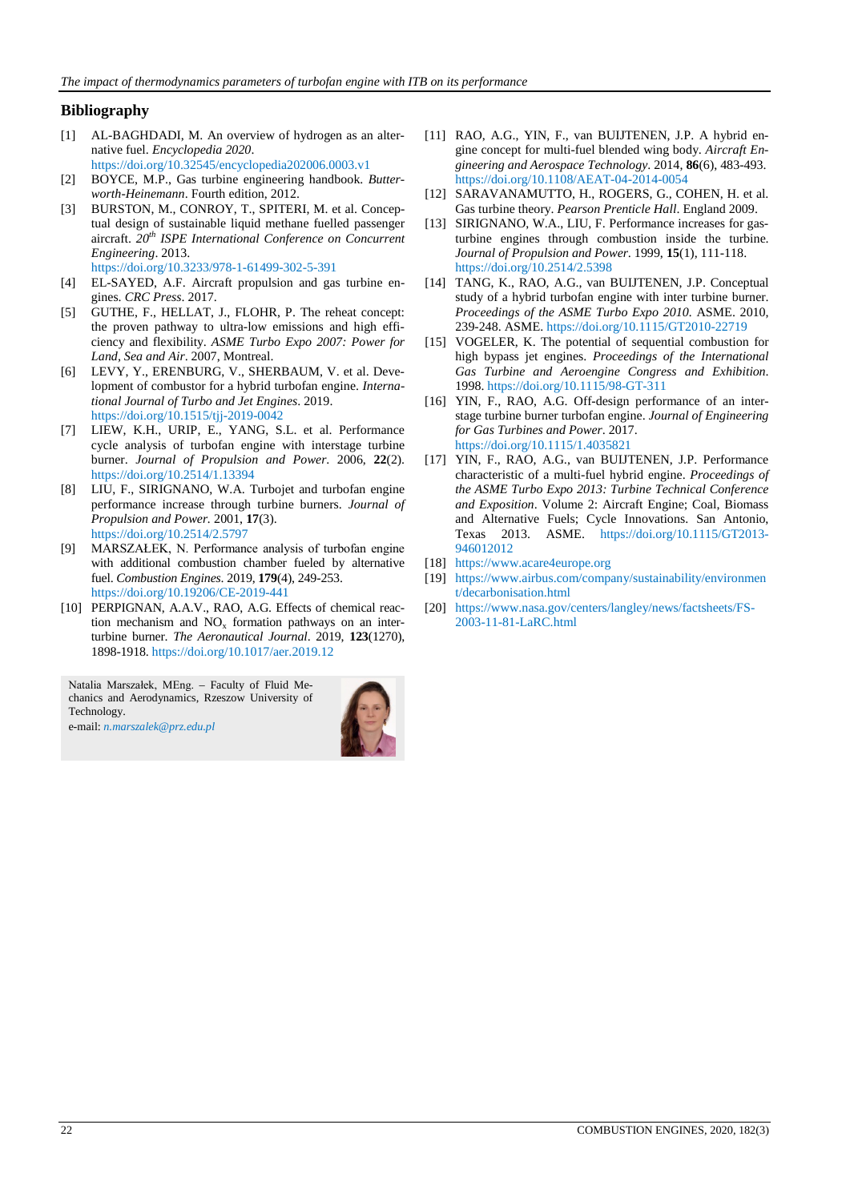## Bibliography

[1] AL-BAGHDADI, M. An overview of hydrogen as an alternative fuel. *Encyclopedia 2020*. https://doi.org/10.32545/encyclopedia202006.0003.v1

[2] BOYCE, M.P., Gas turbine engineering handbook. *Butterworth-Heinemann*. Fourth edition, 2012.

[3] BURSTON, M., CONROY, T., SPITERI, M. et al. Conceptual design of sustainable liquid methane fuelled passenger aircraft. *20th ISPE International Conference on Concurrent Engineering*. 2013. https://doi.org/10.3233/978-1-61499-302-5-391

[4] EL-SAYED, A.F. Aircraft propulsion and gas turbine engines. *CRC Press*. 2017.

[5] GUTHE, F., HELLAT, J., FLOHR, P. The reheat concept: the proven pathway to ultra-low emissions and high efficiency and flexibility. *ASME Turbo Expo 2007: Power for Land, Sea and Air*. 2007, Montreal.

[6] LEVY, Y., ERENBURG, V., SHERBAUM, V. et al. Development of combustor for a hybrid turbofan engine. *International Journal of Turbo and Jet Engines*. 2019. https://doi.org/10.1515/tjj-2019-0042

[7] LIEW, K.H., URIP, E., YANG, S.L. et al. Performance cycle analysis of turbofan engine with interstage turbine burner. *Journal of Propulsion and Power*. 2006, **22**(2). https://doi.org/10.2514/1.13394

[8] LIU, F., SIRIGNANO, W.A. Turbojet and turbofan engine performance increase through turbine burners. *Journal of Propulsion and Power*. 2001, **17**(3). https://doi.org/10.2514/2.5797

[9] MARSZAŁEK, N. Performance analysis of turbofan engine with additional combustion chamber fueled by alternative fuel. *Combustion Engines*. 2019, **179**(4), 249-253. https://doi.org/10.19206/CE-2019-441

[10] PERPIGNAN, A.A.V., RAO, A.G. Effects of chemical reaction mechanism and $NO_x$ formation pathways on an inter-turbine burner. *The Aeronautical Journal*. 2019, **123**(1270), 1898-1918. https://doi.org/10.1017/aer.2019.12

[11] RAO, A.G., YIN, F., van BUIJTENEN, J.P. A hybrid engine concept for multi-fuel blended wing body. *Aircraft Engineering and Aerospace Technology*. 2014, **86**(6), 483-493. https://doi.org/10.1108/AEAT-04-2014-0054

[12] SARAVANAMUTTO, H., ROGERS, G., COHEN, H. et al. Gas turbine theory. *Pearson Prentice Hall*. England 2009.

[13] SIRIGNANO, W.A., LIU, F. Performance increases for gas-turbine engines through combustion inside the turbine. *Journal of Propulsion and Power*. 1999, **15**(1), 111-118. https://doi.org/10.2514/2.5398

[14] TANG, K., RAO, A.G., van BUIJTENEN, J.P. Conceptual study of a hybrid turbofan engine with inter turbine burner. *Proceedings of the ASME Turbo Expo 2010*. ASME. 2010, 239-248. ASME. https://doi.org/10.1115/GT2010-22719

[15] VOGELER, K. The potential of sequential combustion for high bypass jet engines. *Proceedings of the International Gas Turbine and Aeroengine Congress and Exhibition*. 1998. https://doi.org/10.1115/98-GT-311

[16] YIN, F., RAO, A.G. Off-design performance of an interstage turbine burner turbofan engine. *Journal of Engineering for Gas Turbines and Power*. 2017. https://doi.org/10.1115/1.4035821

[17] YIN, F., RAO, A.G., van BUIJTENEN, J.P. Performance characteristic of a multi-fuel hybrid engine. *Proceedings of the ASME Turbo Expo 2013: Turbine Technical Conference and Exposition*. Volume 2: Aircraft Engine; Coal, Biomass and Alternative Fuels; Cycle Innovations. San Antonio, Texas 2013. ASME. https://doi.org/10.1115/GT2013-946012012

[18] https://www.acare4europe.org

[19] https://www.airbus.com/company/sustainability/environment/decarbonisation.html

[20] https://www.nasa.gov/centers/langley/news/factsheets/FS-2003-11-81-LaRC.html

Natalia Marszałek, MEng. – Faculty of Fluid Mechanics and Aerodynamics, Rzeszow University of Technology.
e-mail: *n.marszalek@prz.edu.pl*